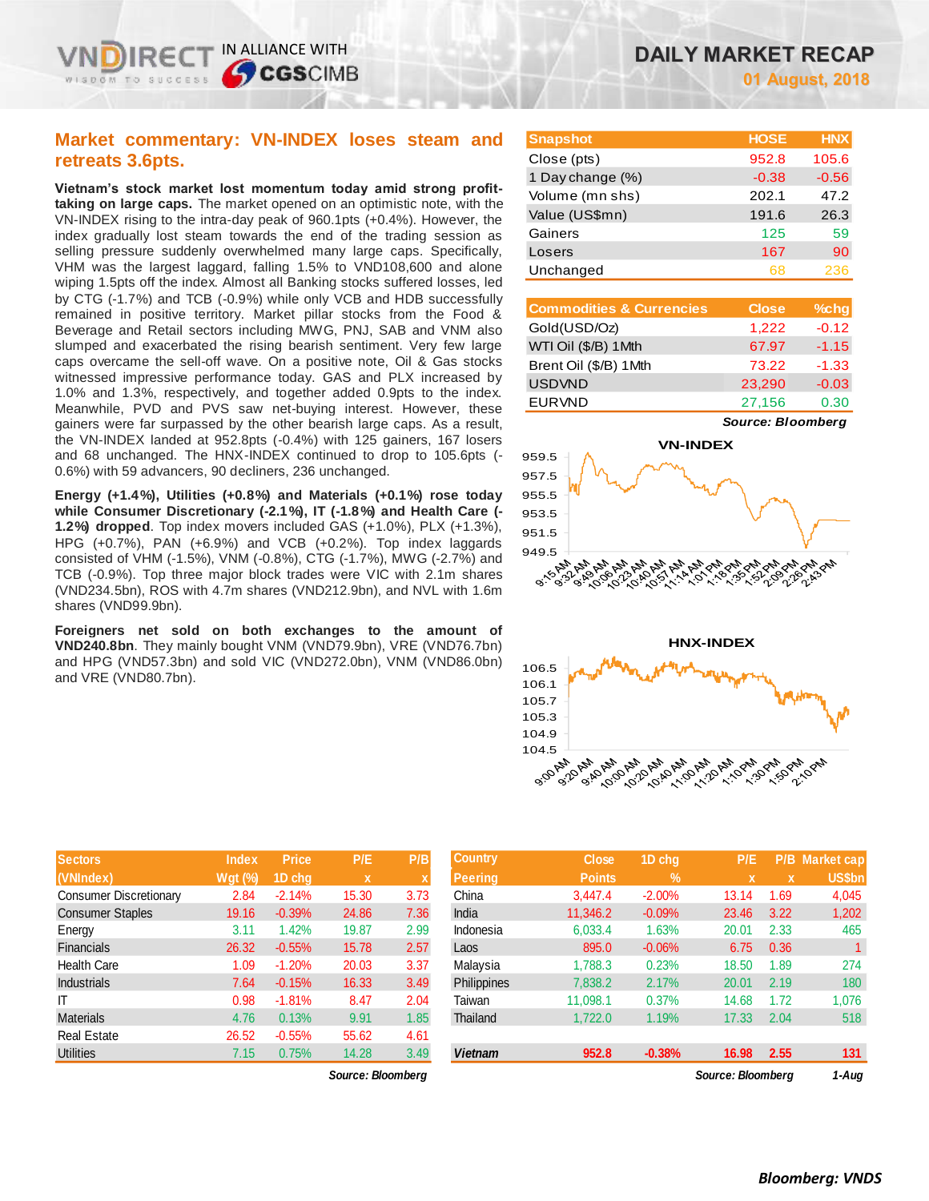# DAILY MARKET RECAP

**01 August, 2018**

## Market commentary: VN-INDEX loses steam and retreats 3.6pts.

**Vietnam's stock market lost momentum today amid strong profit-taking on large caps.** The market opened on an optimistic note, with the VN-INDEX rising to the intra-day peak of 960.1pts (+0.4%). However, the index gradually lost steam towards the end of the trading session as selling pressure suddenly overwhelmed many large caps. Specifically, VHM was the largest laggard, falling 1.5% to VND108,600 and alone wiping 1.5pts off the index. Almost all Banking stocks suffered losses, led by CTG (-1.7%) and TCB (-0.9%) while only VCB and HDB successfully remained in positive territory. Market pillar stocks from the Food & Beverage and Retail sectors including MWG, PNJ, SAB and VNM also slumped and exacerbated the rising bearish sentiment. Very few large caps overcame the sell-off wave. On a positive note, Oil & Gas stocks witnessed impressive performance today. GAS and PLX increased by 1.0% and 1.3%, respectively, and together added 0.9pts to the index. Meanwhile, PVD and PVS saw net-buying interest. However, these gainers were far surpassed by the other bearish large caps. As a result, the VN-INDEX landed at 952.8pts (-0.4%) with 125 gainers, 167 losers and 68 unchanged. The HNX-INDEX continued to drop to 105.6pts (-0.6%) with 59 advancers, 90 decliners, 236 unchanged.

**Energy (+1.4%), Utilities (+0.8%) and Materials (+0.1%) rose today while Consumer Discretionary (-2.1%), IT (-1.8%) and Health Care (-1.2%) dropped**. Top index movers included GAS (+1.0%), PLX (+1.3%), HPG (+0.7%), PAN (+6.9%) and VCB (+0.2%). Top index laggards consisted of VHM (-1.5%), VNM (-0.8%), CTG (-1.7%), MWG (-2.7%) and TCB (-0.9%). Top three major block trades were VIC with 2.1m shares (VND234.5bn), ROS with 4.7m shares (VND212.9bn), and NVL with 1.6m shares (VND99.9bn).

**Foreigners net sold on both exchanges to the amount of VND240.8bn**. They mainly bought VNM (VND79.9bn), VRE (VND76.7bn) and HPG (VND57.3bn) and sold VIC (VND272.0bn), VNM (VND86.0bn) and VRE (VND80.7bn).

| Snapshot | HOSE | HNX |
|---|---|---|
| Close (pts) | 952.8 | 105.6 |
| 1 Day change (%) | -0.38 | -0.56 |
| Volume (mn shs) | 202.1 | 47.2 |
| Value (US$mn) | 191.6 | 26.3 |
| Gainers | 125 | 59 |
| Losers | 167 | 90 |
| Unchanged | 68 | 236 |

| Commodities & Currencies | Close | %chg |
|---|---|---|
| Gold(USD/Oz) | 1,222 | -0.12 |
| WTI Oil ($/B) 1Mth | 67.97 | -1.15 |
| Brent Oil ($/B) 1Mth | 73.22 | -1.33 |
| USDVND | 23,290 | -0.03 |
| EURVND | 27,156 | 0.30 |

*Source: Bloomberg*

| Sectors (VNIndex) | Index Wgt (%) | Price 1D chg | P/E x | P/B x |
|---|---|---|---|---|
| Consumer Discretionary | 2.84 | -2.14% | 15.30 | 3.73 |
| Consumer Staples | 19.16 | -0.39% | 24.86 | 7.36 |
| Energy | 3.11 | 1.42% | 19.87 | 2.99 |
| Financials | 26.32 | -0.55% | 15.78 | 2.57 |
| Health Care | 1.09 | -1.20% | 20.03 | 3.37 |
| Industrials | 7.64 | -0.15% | 16.33 | 3.49 |
| IT | 0.98 | -1.81% | 8.47 | 2.04 |
| Materials | 4.76 | 0.13% | 9.91 | 1.85 |
| Real Estate | 26.52 | -0.55% | 55.62 | 4.61 |
| Utilities | 7.15 | 0.75% | 14.28 | 3.49 |

*Source: Bloomberg*

| Country Peering | Close Points | 1D chg % | P/E x | P/B x | Market cap US$bn |
|---|---|---|---|---|---|
| China | 3,447.4 | -2.00% | 13.14 | 1.69 | 4,045 |
| India | 11,346.2 | -0.09% | 23.46 | 3.22 | 1,202 |
| Indonesia | 6,033.4 | 1.63% | 20.01 | 2.33 | 465 |
| Laos | 895.0 | -0.06% | 6.75 | 0.36 | 1 |
| Malaysia | 1,788.3 | 0.23% | 18.50 | 1.89 | 274 |
| Philippines | 7,838.2 | 2.17% | 20.01 | 2.19 | 180 |
| Taiwan | 11,098.1 | 0.37% | 14.68 | 1.72 | 1,076 |
| Thailand | 1,722.0 | 1.19% | 17.33 | 2.04 | 518 |
| **Vietnam** | **952.8** | **-0.38%** | **16.98** | **2.55** | **131** |

*Source: Bloomberg* *1-Aug*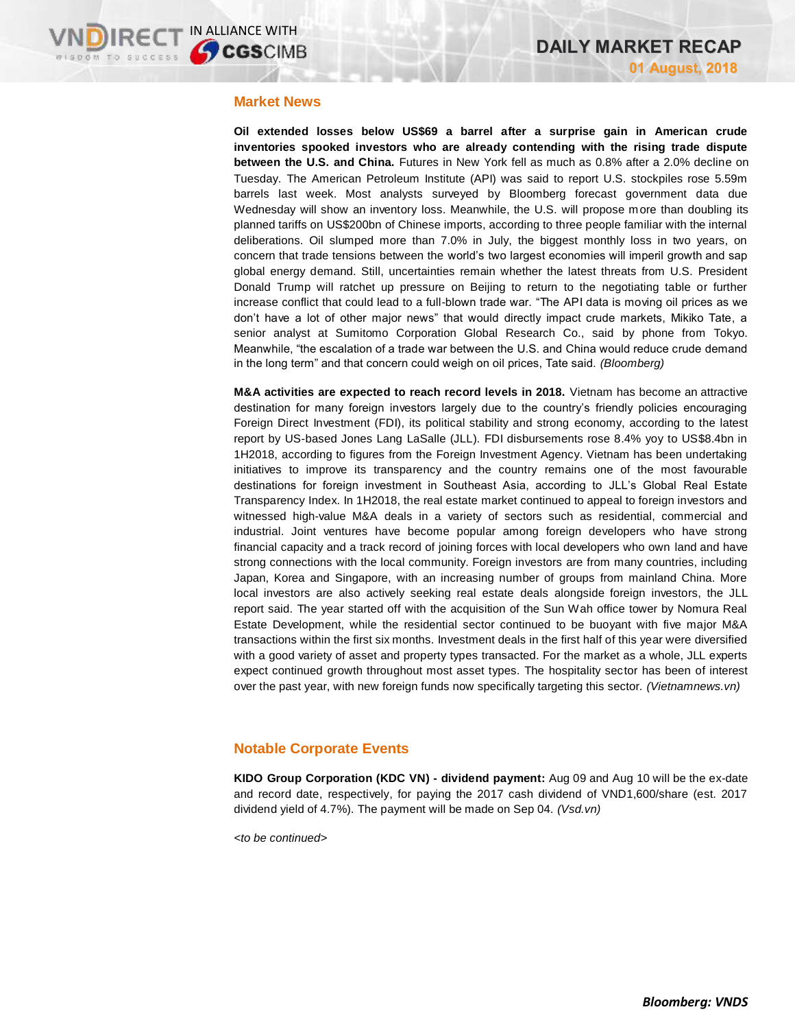## Market News

**Oil extended losses below US$69 a barrel after a surprise gain in American crude inventories spooked investors who are already contending with the rising trade dispute between the U.S. and China.** Futures in New York fell as much as 0.8% after a 2.0% decline on Tuesday. The American Petroleum Institute (API) was said to report U.S. stockpiles rose 5.59m barrels last week. Most analysts surveyed by Bloomberg forecast government data due Wednesday will show an inventory loss. Meanwhile, the U.S. will propose more than doubling its planned tariffs on US$200bn of Chinese imports, according to three people familiar with the internal deliberations. Oil slumped more than 7.0% in July, the biggest monthly loss in two years, on concern that trade tensions between the world's two largest economies will imperil growth and sap global energy demand. Still, uncertainties remain whether the latest threats from U.S. President Donald Trump will ratchet up pressure on Beijing to return to the negotiating table or further increase conflict that could lead to a full-blown trade war. "The API data is moving oil prices as we don't have a lot of other major news" that would directly impact crude markets, Mikiko Tate, a senior analyst at Sumitomo Corporation Global Research Co., said by phone from Tokyo. Meanwhile, "the escalation of a trade war between the U.S. and China would reduce crude demand in the long term" and that concern could weigh on oil prices, Tate said. *(Bloomberg)*

**M&A activities are expected to reach record levels in 2018.** Vietnam has become an attractive destination for many foreign investors largely due to the country's friendly policies encouraging Foreign Direct Investment (FDI), its political stability and strong economy, according to the latest report by US-based Jones Lang LaSalle (JLL). FDI disbursements rose 8.4% yoy to US$8.4bn in 1H2018, according to figures from the Foreign Investment Agency. Vietnam has been undertaking initiatives to improve its transparency and the country remains one of the most favourable destinations for foreign investment in Southeast Asia, according to JLL's Global Real Estate Transparency Index. In 1H2018, the real estate market continued to appeal to foreign investors and witnessed high-value M&A deals in a variety of sectors such as residential, commercial and industrial. Joint ventures have become popular among foreign developers who have strong financial capacity and a track record of joining forces with local developers who own land and have strong connections with the local community. Foreign investors are from many countries, including Japan, Korea and Singapore, with an increasing number of groups from mainland China. More local investors are also actively seeking real estate deals alongside foreign investors, the JLL report said. The year started off with the acquisition of the Sun Wah office tower by Nomura Real Estate Development, while the residential sector continued to be buoyant with five major M&A transactions within the first six months. Investment deals in the first half of this year were diversified with a good variety of asset and property types transacted. For the market as a whole, JLL experts expect continued growth throughout most asset types. The hospitality sector has been of interest over the past year, with new foreign funds now specifically targeting this sector. *(Vietnamnews.vn)*

## Notable Corporate Events

**KIDO Group Corporation (KDC VN) - dividend payment:** Aug 09 and Aug 10 will be the ex-date and record date, respectively, for paying the 2017 cash dividend of VND1,600/share (est. 2017 dividend yield of 4.7%). The payment will be made on Sep 04. *(Vsd.vn)*

*<to be continued>*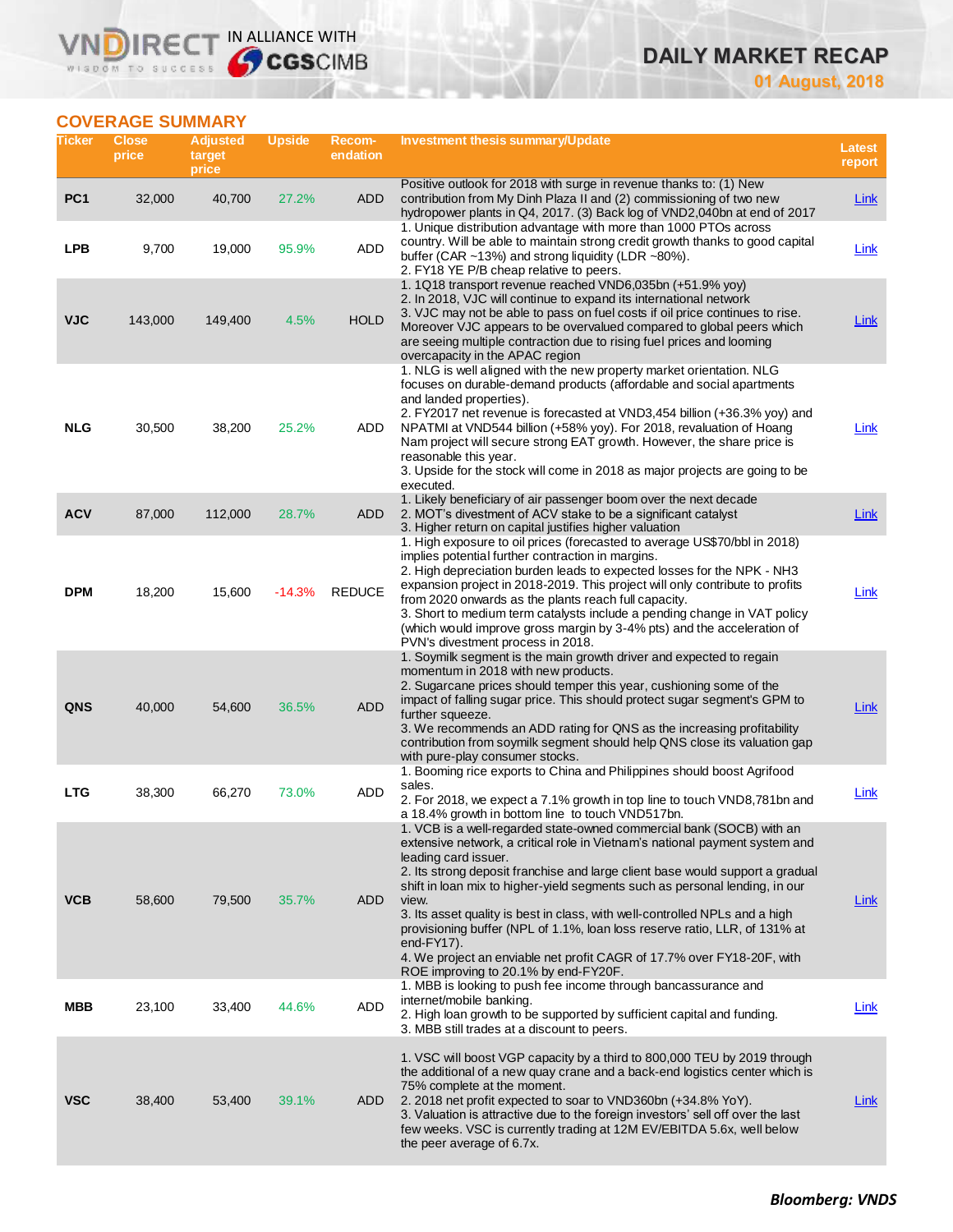## COVERAGE SUMMARY

| Ticker | Close price | Adjusted target price | Upside | Recom-endation | Investment thesis summary/Update | Latest report |
|---|---|---|---|---|---|---|
| PC1 | 32,000 | 40,700 | 27.2% | ADD | Positive outlook for 2018 with surge in revenue thanks to: (1) New contribution from My Dinh Plaza II and (2) commissioning of two new hydropower plants in Q4, 2017. (3) Back log of VND2,040bn at end of 2017 | Link |
| LPB | 9,700 | 19,000 | 95.9% | ADD | 1. Unique distribution advantage with more than 1000 PTOs across country. Will be able to maintain strong credit growth thanks to good capital buffer (CAR ~13%) and strong liquidity (LDR ~80%).<br>2. FY18 YE P/B cheap relative to peers. | Link |
| VJC | 143,000 | 149,400 | 4.5% | HOLD | 1. 1Q18 transport revenue reached VND6,035bn (+51.9% yoy)<br>2. In 2018, VJC will continue to expand its international network<br>3. VJC may not be able to pass on fuel costs if oil price continues to rise. Moreover VJC appears to be overvalued compared to global peers which are seeing multiple contraction due to rising fuel prices and looming overcapacity in the APAC region | Link |
| NLG | 30,500 | 38,200 | 25.2% | ADD | 1. NLG is well aligned with the new property market orientation. NLG focuses on durable-demand products (affordable and social apartments and landed properties).<br>2. FY2017 net revenue is forecasted at VND3,454 billion (+36.3% yoy) and NPATMI at VND544 billion (+58% yoy). For 2018, revaluation of Hoang Nam project will secure strong EAT growth. However, the share price is reasonable this year.<br>3. Upside for the stock will come in 2018 as major projects are going to be executed. | Link |
| ACV | 87,000 | 112,000 | 28.7% | ADD | 1. Likely beneficiary of air passenger boom over the next decade<br>2. MOT's divestment of ACV stake to be a significant catalyst<br>3. Higher return on capital justifies higher valuation | Link |
| DPM | 18,200 | 15,600 | -14.3% | REDUCE | 1. High exposure to oil prices (forecasted to average US$70/bbl in 2018) implies potential further contraction in margins.<br>2. High depreciation burden leads to expected losses for the NPK - NH3 expansion project in 2018-2019. This project will only contribute to profits from 2020 onwards as the plants reach full capacity.<br>3. Short to medium term catalysts include a pending change in VAT policy (which would improve gross margin by 3-4% pts) and the acceleration of PVN's divestment process in 2018. | Link |
| QNS | 40,000 | 54,600 | 36.5% | ADD | 1. Soymilk segment is the main growth driver and expected to regain momentum in 2018 with new products.<br>2. Sugarcane prices should temper this year, cushioning some of the impact of falling sugar price. This should protect sugar segment's GPM to further squeeze.<br>3. We recommends an ADD rating for QNS as the increasing profitability contribution from soymilk segment should help QNS close its valuation gap with pure-play consumer stocks. | Link |
| LTG | 38,300 | 66,270 | 73.0% | ADD | 1. Booming rice exports to China and Philippines should boost Agrifood sales.<br>2. For 2018, we expect a 7.1% growth in top line to touch VND8,781bn and a 18.4% growth in bottom line to touch VND517bn. | Link |
| VCB | 58,600 | 79,500 | 35.7% | ADD | 1. VCB is a well-regarded state-owned commercial bank (SOCB) with an extensive network, a critical role in Vietnam's national payment system and leading card issuer.<br>2. Its strong deposit franchise and large client base would support a gradual shift in loan mix to higher-yield segments such as personal lending, in our view.<br>3. Its asset quality is best in class, with well-controlled NPLs and a high provisioning buffer (NPL of 1.1%, loan loss reserve ratio, LLR, of 131% at end-FY17).<br>4. We project an enviable net profit CAGR of 17.7% over FY18-20F, with ROE improving to 20.1% by end-FY20F. | Link |
| MBB | 23,100 | 33,400 | 44.6% | ADD | 1. MBB is looking to push fee income through bancassurance and internet/mobile banking.<br>2. High loan growth to be supported by sufficient capital and funding.<br>3. MBB still trades at a discount to peers. | Link |
| VSC | 38,400 | 53,400 | 39.1% | ADD | 1. VSC will boost VGP capacity by a third to 800,000 TEU by 2019 through the additional of a new quay crane and a back-end logistics center which is 75% complete at the moment.<br>2. 2018 net profit expected to soar to VND360bn (+34.8% YoY).<br>3. Valuation is attractive due to the foreign investors' sell off over the last few weeks. VSC is currently trading at 12M EV/EBITDA 5.6x, well below the peer average of 6.7x. | Link |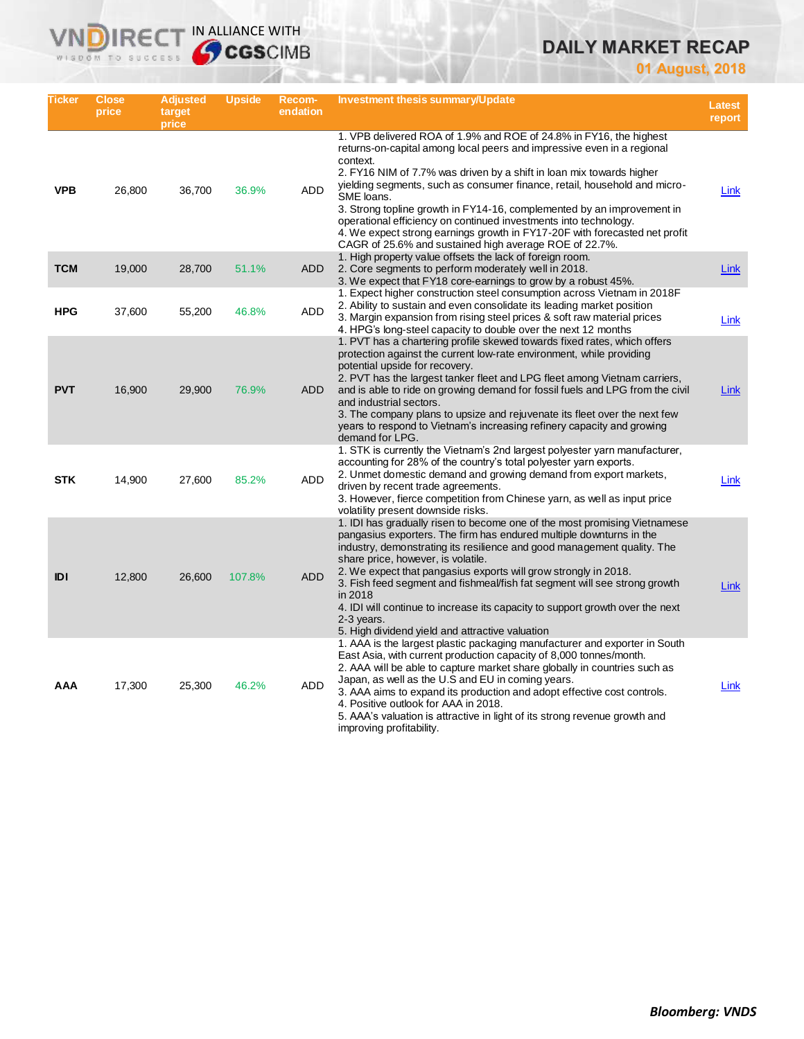# DAILY MARKET RECAP

**01 August, 2018**

| Ticker | Close price | Adjusted target price | Upside | Recom-endation | Investment thesis summary/Update | Latest report |
|---|---|---|---|---|---|---|
| **VPB** | 26,800 | 36,700 | 36.9% | ADD | 1. VPB delivered ROA of 1.9% and ROE of 24.8% in FY16, the highest returns-on-capital among local peers and impressive even in a regional context.<br>2. FY16 NIM of 7.7% was driven by a shift in loan mix towards higher yielding segments, such as consumer finance, retail, household and micro-SME loans.<br>3. Strong topline growth in FY14-16, complemented by an improvement in operational efficiency on continued investments into technology.<br>4. We expect strong earnings growth in FY17-20F with forecasted net profit CAGR of 25.6% and sustained high average ROE of 22.7%. | Link |
| **TCM** | 19,000 | 28,700 | 51.1% | ADD | 1. High property value offsets the lack of foreign room.<br>2. Core segments to perform moderately well in 2018.<br>3. We expect that FY18 core-earnings to grow by a robust 45%. | Link |
| **HPG** | 37,600 | 55,200 | 46.8% | ADD | 1. Expect higher construction steel consumption across Vietnam in 2018F<br>2. Ability to sustain and even consolidate its leading market position<br>3. Margin expansion from rising steel prices & soft raw material prices<br>4. HPG's long-steel capacity to double over the next 12 months | Link |
| **PVT** | 16,900 | 29,900 | 76.9% | ADD | 1. PVT has a chartering profile skewed towards fixed rates, which offers protection against the current low-rate environment, while providing potential upside for recovery.<br>2. PVT has the largest tanker fleet and LPG fleet among Vietnam carriers, and is able to ride on growing demand for fossil fuels and LPG from the civil and industrial sectors.<br>3. The company plans to upsize and rejuvenate its fleet over the next few years to respond to Vietnam's increasing refinery capacity and growing demand for LPG. | Link |
| **STK** | 14,900 | 27,600 | 85.2% | ADD | 1. STK is currently the Vietnam's 2nd largest polyester yarn manufacturer, accounting for 28% of the country's total polyester yarn exports.<br>2. Unmet domestic demand and growing demand from export markets, driven by recent trade agreements.<br>3. However, fierce competition from Chinese yarn, as well as input price volatility present downside risks. | Link |
| **IDI** | 12,800 | 26,600 | 107.8% | ADD | 1. IDI has gradually risen to become one of the most promising Vietnamese pangasius exporters. The firm has endured multiple downturns in the industry, demonstrating its resilience and good management quality. The share price, however, is volatile.<br>2. We expect that pangasius exports will grow strongly in 2018.<br>3. Fish feed segment and fishmeal/fish fat segment will see strong growth in 2018<br>4. IDI will continue to increase its capacity to support growth over the next 2-3 years.<br>5. High dividend yield and attractive valuation | Link |
| **AAA** | 17,300 | 25,300 | 46.2% | ADD | 1. AAA is the largest plastic packaging manufacturer and exporter in South East Asia, with current production capacity of 8,000 tonnes/month.<br>2. AAA will be able to capture market share globally in countries such as Japan, as well as the U.S and EU in coming years.<br>3. AAA aims to expand its production and adopt effective cost controls.<br>4. Positive outlook for AAA in 2018.<br>5. AAA's valuation is attractive in light of its strong revenue growth and improving profitability. | Link |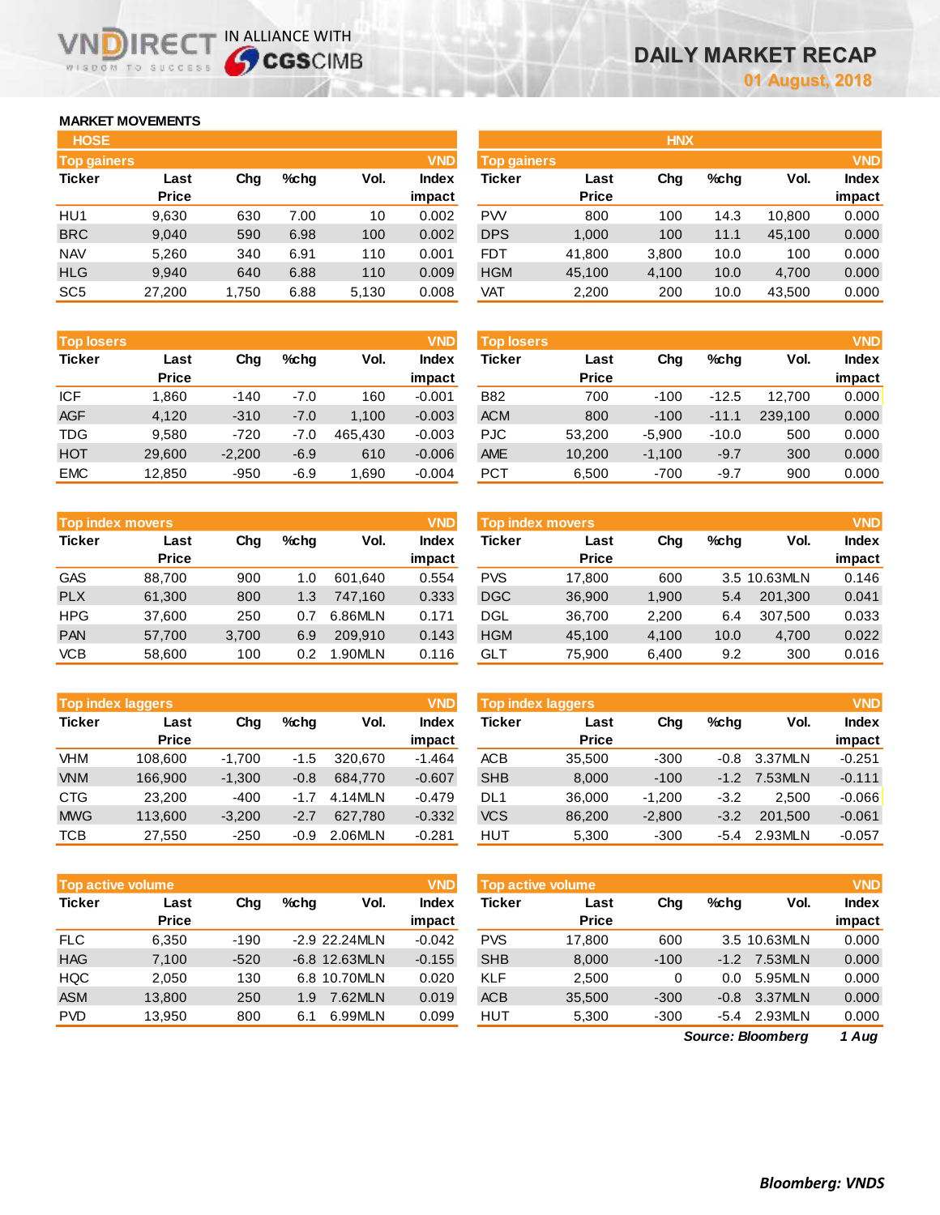# DAILY MARKET RECAP

**01 August, 2018**

VNDIRECT — IN ALLIANCE WITH CGSCIMB

## MARKET MOVEMENTS

### HOSE

**Top gainers** (VND)

| Ticker | Last Price | Chg | %chg | Vol. | Index impact |
|---|---|---|---|---|---|
| HU1 | 9,630 | 630 | 7.00 | 10 | 0.002 |
| BRC | 9,040 | 590 | 6.98 | 100 | 0.002 |
| NAV | 5,260 | 340 | 6.91 | 110 | 0.001 |
| HLG | 9,940 | 640 | 6.88 | 110 | 0.009 |
| SC5 | 27,200 | 1,750 | 6.88 | 5,130 | 0.008 |

**Top losers** (VND)

| Ticker | Last Price | Chg | %chg | Vol. | Index impact |
|---|---|---|---|---|---|
| ICF | 1,860 | -140 | -7.0 | 160 | -0.001 |
| AGF | 4,120 | -310 | -7.0 | 1,100 | -0.003 |
| TDG | 9,580 | -720 | -7.0 | 465,430 | -0.003 |
| HOT | 29,600 | -2,200 | -6.9 | 610 | -0.006 |
| EMC | 12,850 | -950 | -6.9 | 1,690 | -0.004 |

**Top index movers** (VND)

| Ticker | Last Price | Chg | %chg | Vol. | Index impact |
|---|---|---|---|---|---|
| GAS | 88,700 | 900 | 1.0 | 601,640 | 0.554 |
| PLX | 61,300 | 800 | 1.3 | 747,160 | 0.333 |
| HPG | 37,600 | 250 | 0.7 | 6.86MLN | 0.171 |
| PAN | 57,700 | 3,700 | 6.9 | 209,910 | 0.143 |
| VCB | 58,600 | 100 | 0.2 | 1.90MLN | 0.116 |

**Top index laggers** (VND)

| Ticker | Last Price | Chg | %chg | Vol. | Index impact |
|---|---|---|---|---|---|
| VHM | 108,600 | -1,700 | -1.5 | 320,670 | -1.464 |
| VNM | 166,900 | -1,300 | -0.8 | 684,770 | -0.607 |
| CTG | 23,200 | -400 | -1.7 | 4.14MLN | -0.479 |
| MWG | 113,600 | -3,200 | -2.7 | 627,780 | -0.332 |
| TCB | 27,550 | -250 | -0.9 | 2.06MLN | -0.281 |

**Top active volume** (VND)

| Ticker | Last Price | Chg | %chg | Vol. | Index impact |
|---|---|---|---|---|---|
| FLC | 6,350 | -190 | -2.9 | 22.24MLN | -0.042 |
| HAG | 7,100 | -520 | -6.8 | 12.63MLN | -0.155 |
| HQC | 2,050 | 130 | 6.8 | 10.70MLN | 0.020 |
| ASM | 13,800 | 250 | 1.9 | 7.62MLN | 0.019 |
| PVD | 13,950 | 800 | 6.1 | 6.99MLN | 0.099 |

### HNX

**Top gainers** (VND)

| Ticker | Last Price | Chg | %chg | Vol. | Index impact |
|---|---|---|---|---|---|
| PVV | 800 | 100 | 14.3 | 10,800 | 0.000 |
| DPS | 1,000 | 100 | 11.1 | 45,100 | 0.000 |
| FDT | 41,800 | 3,800 | 10.0 | 100 | 0.000 |
| HGM | 45,100 | 4,100 | 10.0 | 4,700 | 0.000 |
| VAT | 2,200 | 200 | 10.0 | 43,500 | 0.000 |

**Top losers** (VND)

| Ticker | Last Price | Chg | %chg | Vol. | Index impact |
|---|---|---|---|---|---|
| B82 | 700 | -100 | -12.5 | 12,700 | 0.000 |
| ACM | 800 | -100 | -11.1 | 239,100 | 0.000 |
| PJC | 53,200 | -5,900 | -10.0 | 500 | 0.000 |
| AME | 10,200 | -1,100 | -9.7 | 300 | 0.000 |
| PCT | 6,500 | -700 | -9.7 | 900 | 0.000 |

**Top index movers** (VND)

| Ticker | Last Price | Chg | %chg | Vol. | Index impact |
|---|---|---|---|---|---|
| PVS | 17,800 | 600 | 3.5 | 10.63MLN | 0.146 |
| DGC | 36,900 | 1,900 | 5.4 | 201,300 | 0.041 |
| DGL | 36,700 | 2,200 | 6.4 | 307,500 | 0.033 |
| HGM | 45,100 | 4,100 | 10.0 | 4,700 | 0.022 |
| GLT | 75,900 | 6,400 | 9.2 | 300 | 0.016 |

**Top index laggers** (VND)

| Ticker | Last Price | Chg | %chg | Vol. | Index impact |
|---|---|---|---|---|---|
| ACB | 35,500 | -300 | -0.8 | 3.37MLN | -0.251 |
| SHB | 8,000 | -100 | -1.2 | 7.53MLN | -0.111 |
| DL1 | 36,000 | -1,200 | -3.2 | 2,500 | -0.066 |
| VCS | 86,200 | -2,800 | -3.2 | 201,500 | -0.061 |
| HUT | 5,300 | -300 | -5.4 | 2.93MLN | -0.057 |

**Top active volume** (VND)

| Ticker | Last Price | Chg | %chg | Vol. | Index impact |
|---|---|---|---|---|---|
| PVS | 17,800 | 600 | 3.5 | 10.63MLN | 0.000 |
| SHB | 8,000 | -100 | -1.2 | 7.53MLN | 0.000 |
| KLF | 2,500 | 0 | 0.0 | 5.95MLN | 0.000 |
| ACB | 35,500 | -300 | -0.8 | 3.37MLN | 0.000 |
| HUT | 5,300 | -300 | -5.4 | 2.93MLN | 0.000 |

*Source: Bloomberg* *1 Aug*

***Bloomberg: VNDS***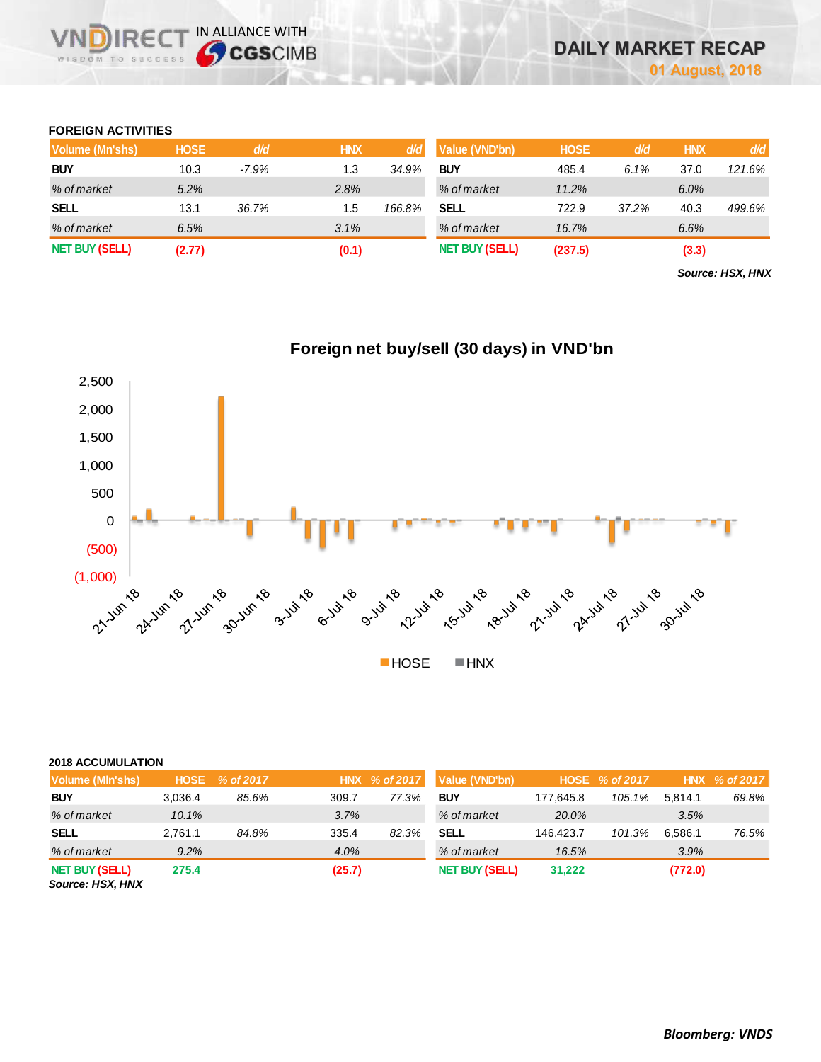## FOREIGN ACTIVITIES

| Volume (Mn'shs) | HOSE | d/d | HNX | d/d |
|---|---|---|---|---|
| BUY | 10.3 | -7.9% | 1.3 | 34.9% |
| % of market | 5.2% | | 2.8% | |
| SELL | 13.1 | 36.7% | 1.5 | 166.8% |
| % of market | 6.5% | | 3.1% | |
| NET BUY (SELL) | (2.77) | | (0.1) | |

| Value (VND'bn) | HOSE | d/d | HNX | d/d |
|---|---|---|---|---|
| BUY | 485.4 | 6.1% | 37.0 | 121.6% |
| % of market | 11.2% | | 6.0% | |
| SELL | 722.9 | 37.2% | 40.3 | 499.6% |
| % of market | 16.7% | | 6.6% | |
| NET BUY (SELL) | (237.5) | | (3.3) | |

*Source: HSX, HNX*

**Foreign net buy/sell (30 days) in VND'bn**

## 2018 ACCUMULATION

| Volume (Mln'shs) | HOSE | % of 2017 | HNX | % of 2017 |
|---|---|---|---|---|
| BUY | 3,036.4 | 85.6% | 309.7 | 77.3% |
| % of market | 10.1% | | 3.7% | |
| SELL | 2,761.1 | 84.8% | 335.4 | 82.3% |
| % of market | 9.2% | | 4.0% | |
| NET BUY (SELL) | 275.4 | | (25.7) | |

| Value (VND'bn) | HOSE | % of 2017 | HNX | % of 2017 |
|---|---|---|---|---|
| BUY | 177,645.8 | 105.1% | 5,814.1 | 69.8% |
| % of market | 20.0% | | 3.5% | |
| SELL | 146,423.7 | 101.3% | 6,586.1 | 76.5% |
| % of market | 16.5% | | 3.9% | |
| NET BUY (SELL) | 31,222 | | (772.0) | |

*Source: HSX, HNX*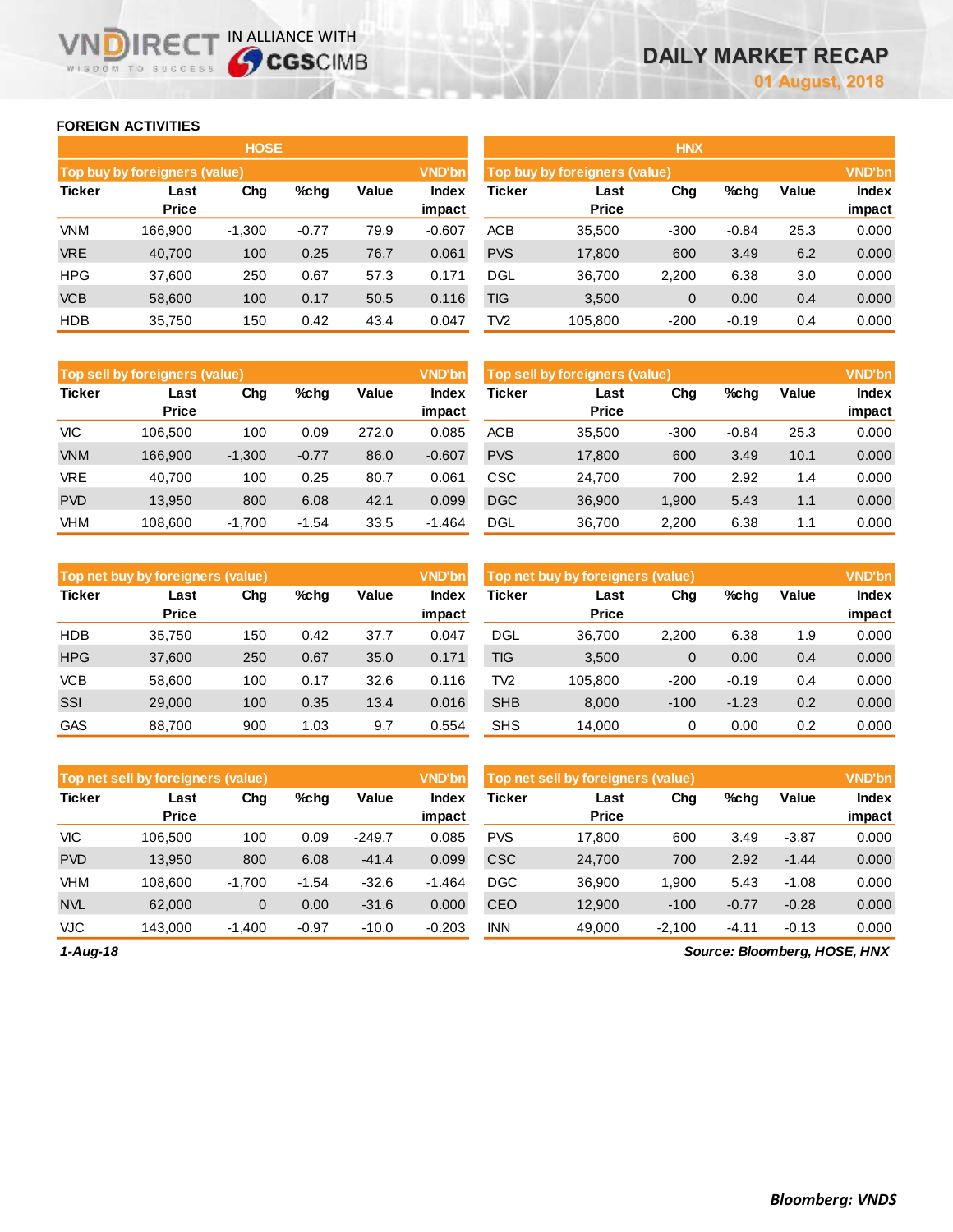## FOREIGN ACTIVITIES

### HOSE

| Top buy by foreigners (value) | | | | | VND'bn |
|---|---|---|---|---|---|
| Ticker | Last Price | Chg | %chg | Value | Index impact |
| VNM | 166,900 | -1,300 | -0.77 | 79.9 | -0.607 |
| VRE | 40,700 | 100 | 0.25 | 76.7 | 0.061 |
| HPG | 37,600 | 250 | 0.67 | 57.3 | 0.171 |
| VCB | 58,600 | 100 | 0.17 | 50.5 | 0.116 |
| HDB | 35,750 | 150 | 0.42 | 43.4 | 0.047 |

| Top sell by foreigners (value) | | | | | VND'bn |
|---|---|---|---|---|---|
| Ticker | Last Price | Chg | %chg | Value | Index impact |
| VIC | 106,500 | 100 | 0.09 | 272.0 | 0.085 |
| VNM | 166,900 | -1,300 | -0.77 | 86.0 | -0.607 |
| VRE | 40,700 | 100 | 0.25 | 80.7 | 0.061 |
| PVD | 13,950 | 800 | 6.08 | 42.1 | 0.099 |
| VHM | 108,600 | -1,700 | -1.54 | 33.5 | -1.464 |

| Top net buy by foreigners (value) | | | | | VND'bn |
|---|---|---|---|---|---|
| Ticker | Last Price | Chg | %chg | Value | Index impact |
| HDB | 35,750 | 150 | 0.42 | 37.7 | 0.047 |
| HPG | 37,600 | 250 | 0.67 | 35.0 | 0.171 |
| VCB | 58,600 | 100 | 0.17 | 32.6 | 0.116 |
| SSI | 29,000 | 100 | 0.35 | 13.4 | 0.016 |
| GAS | 88,700 | 900 | 1.03 | 9.7 | 0.554 |

| Top net sell by foreigners (value) | | | | | VND'bn |
|---|---|---|---|---|---|
| Ticker | Last Price | Chg | %chg | Value | Index impact |
| VIC | 106,500 | 100 | 0.09 | -249.7 | 0.085 |
| PVD | 13,950 | 800 | 6.08 | -41.4 | 0.099 |
| VHM | 108,600 | -1,700 | -1.54 | -32.6 | -1.464 |
| NVL | 62,000 | 0 | 0.00 | -31.6 | 0.000 |
| VJC | 143,000 | -1,400 | -0.97 | -10.0 | -0.203 |

### HNX

| Top buy by foreigners (value) | | | | | VND'bn |
|---|---|---|---|---|---|
| Ticker | Last Price | Chg | %chg | Value | Index impact |
| ACB | 35,500 | -300 | -0.84 | 25.3 | 0.000 |
| PVS | 17,800 | 600 | 3.49 | 6.2 | 0.000 |
| DGL | 36,700 | 2,200 | 6.38 | 3.0 | 0.000 |
| TIG | 3,500 | 0 | 0.00 | 0.4 | 0.000 |
| TV2 | 105,800 | -200 | -0.19 | 0.4 | 0.000 |

| Top sell by foreigners (value) | | | | | VND'bn |
|---|---|---|---|---|---|
| Ticker | Last Price | Chg | %chg | Value | Index impact |
| ACB | 35,500 | -300 | -0.84 | 25.3 | 0.000 |
| PVS | 17,800 | 600 | 3.49 | 10.1 | 0.000 |
| CSC | 24,700 | 700 | 2.92 | 1.4 | 0.000 |
| DGC | 36,900 | 1,900 | 5.43 | 1.1 | 0.000 |
| DGL | 36,700 | 2,200 | 6.38 | 1.1 | 0.000 |

| Top net buy by foreigners (value) | | | | | VND'bn |
|---|---|---|---|---|---|
| Ticker | Last Price | Chg | %chg | Value | Index impact |
| DGL | 36,700 | 2,200 | 6.38 | 1.9 | 0.000 |
| TIG | 3,500 | 0 | 0.00 | 0.4 | 0.000 |
| TV2 | 105,800 | -200 | -0.19 | 0.4 | 0.000 |
| SHB | 8,000 | -100 | -1.23 | 0.2 | 0.000 |
| SHS | 14,000 | 0 | 0.00 | 0.2 | 0.000 |

| Top net sell by foreigners (value) | | | | | VND'bn |
|---|---|---|---|---|---|
| Ticker | Last Price | Chg | %chg | Value | Index impact |
| PVS | 17,800 | 600 | 3.49 | -3.87 | 0.000 |
| CSC | 24,700 | 700 | 2.92 | -1.44 | 0.000 |
| DGC | 36,900 | 1,900 | 5.43 | -1.08 | 0.000 |
| CEO | 12,900 | -100 | -0.77 | -0.28 | 0.000 |
| INN | 49,000 | -2,100 | -4.11 | -0.13 | 0.000 |

*1-Aug-18*

*Source: Bloomberg, HOSE, HNX*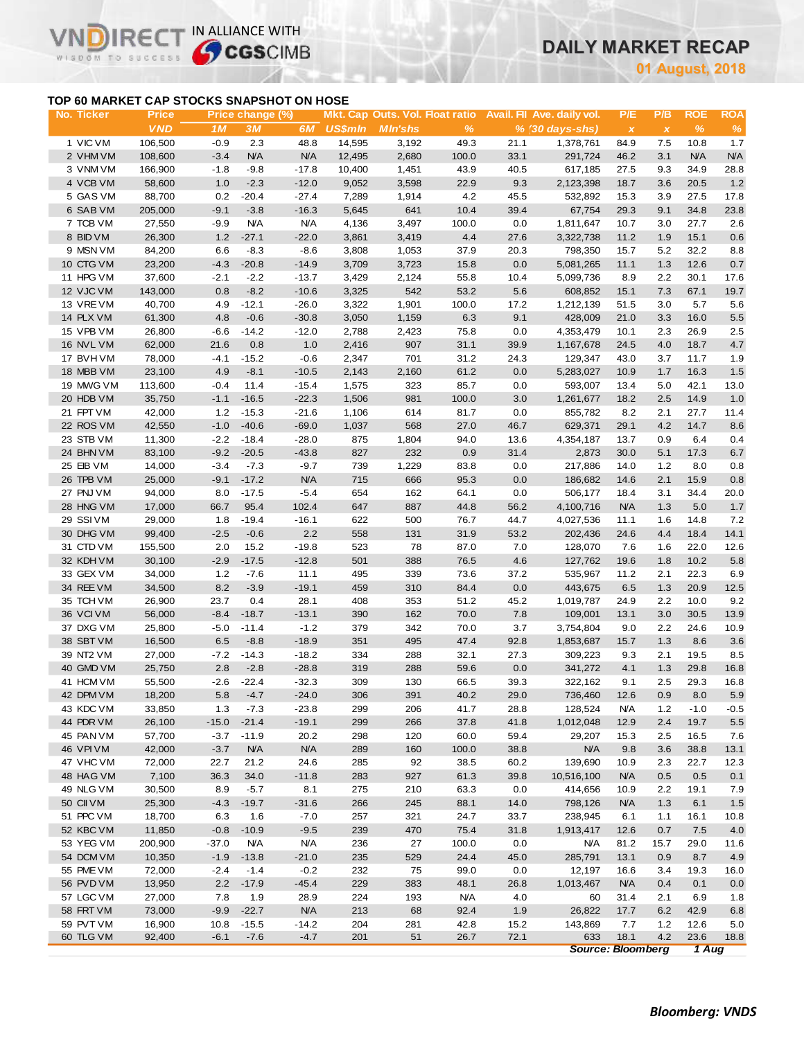# DAILY MARKET RECAP

**01 August, 2018**

## TOP 60 MARKET CAP STOCKS SNAPSHOT ON HOSE

| No. | Ticker | Price | Price change (%) | | | Mkt. Cap | Outs. Vol. | Float ratio | Avail. FII | Ave. daily vol. | P/E | P/B | ROE | ROA |
|---|---|---|---|---|---|---|---|---|---|---|---|---|---|---|
| | | VND | 1M | 3M | 6M | US$mln | Mln'shs | % | % | (30 days-shs) | x | x | % | % |
| 1 | VIC VM | 106,500 | -0.9 | 2.3 | 48.8 | 14,595 | 3,192 | 49.3 | 21.1 | 1,378,761 | 84.9 | 7.5 | 10.8 | 1.7 |
| 2 | VHM VM | 108,600 | -3.4 | N/A | N/A | 12,495 | 2,680 | 100.0 | 33.1 | 291,724 | 46.2 | 3.1 | N/A | N/A |
| 3 | VNM VM | 166,900 | -1.8 | -9.8 | -17.8 | 10,400 | 1,451 | 43.9 | 40.5 | 617,185 | 27.5 | 9.3 | 34.9 | 28.8 |
| 4 | VCB VM | 58,600 | 1.0 | -2.3 | -12.0 | 9,052 | 3,598 | 22.9 | 9.3 | 2,123,398 | 18.7 | 3.6 | 20.5 | 1.2 |
| 5 | GAS VM | 88,700 | 0.2 | -20.4 | -27.4 | 7,289 | 1,914 | 4.2 | 45.5 | 532,892 | 15.3 | 3.9 | 27.5 | 17.8 |
| 6 | SAB VM | 205,000 | -9.1 | -3.8 | -16.3 | 5,645 | 641 | 10.4 | 39.4 | 67,754 | 29.3 | 9.1 | 34.8 | 23.8 |
| 7 | TCB VM | 27,550 | -9.9 | N/A | N/A | 4,136 | 3,497 | 100.0 | 0.0 | 1,811,647 | 10.7 | 3.0 | 27.7 | 2.6 |
| 8 | BID VM | 26,300 | 1.2 | -27.1 | -22.0 | 3,861 | 3,419 | 4.4 | 27.6 | 3,322,738 | 11.2 | 1.9 | 15.1 | 0.6 |
| 9 | MSN VM | 84,200 | 6.6 | -8.3 | -8.6 | 3,808 | 1,053 | 37.9 | 20.3 | 798,350 | 15.7 | 5.2 | 32.2 | 8.8 |
| 10 | CTG VM | 23,200 | -4.3 | -20.8 | -14.9 | 3,709 | 3,723 | 15.8 | 0.0 | 5,081,265 | 11.1 | 1.3 | 12.6 | 0.7 |
| 11 | HPG VM | 37,600 | -2.1 | -2.2 | -13.7 | 3,429 | 2,124 | 55.8 | 10.4 | 5,099,736 | 8.9 | 2.2 | 30.1 | 17.6 |
| 12 | VJC VM | 143,000 | 0.8 | -8.2 | -10.6 | 3,325 | 542 | 53.2 | 5.6 | 608,852 | 15.1 | 7.3 | 67.1 | 19.7 |
| 13 | VRE VM | 40,700 | 4.9 | -12.1 | -26.0 | 3,322 | 1,901 | 100.0 | 17.2 | 1,212,139 | 51.5 | 3.0 | 5.7 | 5.6 |
| 14 | PLX VM | 61,300 | 4.8 | -0.6 | -30.8 | 3,050 | 1,159 | 6.3 | 9.1 | 428,009 | 21.0 | 3.3 | 16.0 | 5.5 |
| 15 | VPB VM | 26,800 | -6.6 | -14.2 | -12.0 | 2,788 | 2,423 | 75.8 | 0.0 | 4,353,479 | 10.1 | 2.3 | 26.9 | 2.5 |
| 16 | NVL VM | 62,000 | 21.6 | 0.8 | 1.0 | 2,416 | 907 | 31.1 | 39.9 | 1,167,678 | 24.5 | 4.0 | 18.7 | 4.7 |
| 17 | BVH VM | 78,000 | -4.1 | -15.2 | -0.6 | 2,347 | 701 | 31.2 | 24.3 | 129,347 | 43.0 | 3.7 | 11.7 | 1.9 |
| 18 | MBB VM | 23,100 | 4.9 | -8.1 | -10.5 | 2,143 | 2,160 | 61.2 | 0.0 | 5,283,027 | 10.9 | 1.7 | 16.3 | 1.5 |
| 19 | MWG VM | 113,600 | -0.4 | 11.4 | -15.4 | 1,575 | 323 | 85.7 | 0.0 | 593,007 | 13.4 | 5.0 | 42.1 | 13.0 |
| 20 | HDB VM | 35,750 | -1.1 | -16.5 | -22.3 | 1,506 | 981 | 100.0 | 3.0 | 1,261,677 | 18.2 | 2.5 | 14.9 | 1.0 |
| 21 | FPT VM | 42,000 | 1.2 | -15.3 | -21.6 | 1,106 | 614 | 81.7 | 0.0 | 855,782 | 8.2 | 2.1 | 27.7 | 11.4 |
| 22 | ROS VM | 42,550 | -1.0 | -40.6 | -69.0 | 1,037 | 568 | 27.0 | 46.7 | 629,371 | 29.1 | 4.2 | 14.7 | 8.6 |
| 23 | STB VM | 11,300 | -2.2 | -18.4 | -28.0 | 875 | 1,804 | 94.0 | 13.6 | 4,354,187 | 13.7 | 0.9 | 6.4 | 0.4 |
| 24 | BHN VM | 83,100 | -9.2 | -20.5 | -43.8 | 827 | 232 | 0.9 | 31.4 | 2,873 | 30.0 | 5.1 | 17.3 | 6.7 |
| 25 | EIB VM | 14,000 | -3.4 | -7.3 | -9.7 | 739 | 1,229 | 83.8 | 0.0 | 217,886 | 14.0 | 1.2 | 8.0 | 0.8 |
| 26 | TPB VM | 25,000 | -9.1 | -17.2 | N/A | 715 | 666 | 95.3 | 0.0 | 186,682 | 14.6 | 2.1 | 15.9 | 0.8 |
| 27 | PNJ VM | 94,000 | 8.0 | -17.5 | -5.4 | 654 | 162 | 64.1 | 0.0 | 506,177 | 18.4 | 3.1 | 34.4 | 20.0 |
| 28 | HNG VM | 17,000 | 66.7 | 95.4 | 102.4 | 647 | 887 | 44.8 | 56.2 | 4,100,716 | N/A | 1.3 | 5.0 | 1.7 |
| 29 | SSI VM | 29,000 | 1.8 | -19.4 | -16.1 | 622 | 500 | 76.7 | 44.7 | 4,027,536 | 11.1 | 1.6 | 14.8 | 7.2 |
| 30 | DHG VM | 99,400 | -2.5 | -0.6 | 2.2 | 558 | 131 | 31.9 | 53.2 | 202,436 | 24.6 | 4.4 | 18.4 | 14.1 |
| 31 | CTD VM | 155,500 | 2.0 | 15.2 | -19.8 | 523 | 78 | 87.0 | 7.0 | 128,070 | 7.6 | 1.6 | 22.0 | 12.6 |
| 32 | KDH VM | 30,100 | -2.9 | -17.5 | -12.8 | 501 | 388 | 76.5 | 4.6 | 127,762 | 19.6 | 1.8 | 10.2 | 5.8 |
| 33 | GEX VM | 34,000 | 1.2 | -7.6 | 11.1 | 495 | 339 | 73.6 | 37.2 | 535,967 | 11.2 | 2.1 | 22.3 | 6.9 |
| 34 | REE VM | 34,500 | 8.2 | -3.9 | -19.1 | 459 | 310 | 84.4 | 0.0 | 443,675 | 6.5 | 1.3 | 20.9 | 12.5 |
| 35 | TCH VM | 26,900 | 23.7 | 0.4 | 28.1 | 408 | 353 | 51.2 | 45.2 | 1,019,787 | 24.9 | 2.2 | 10.0 | 9.2 |
| 36 | VCI VM | 56,000 | -8.4 | -18.7 | -13.1 | 390 | 162 | 70.0 | 7.8 | 109,001 | 13.1 | 3.0 | 30.5 | 13.9 |
| 37 | DXG VM | 25,800 | -5.0 | -11.4 | -1.2 | 379 | 342 | 70.0 | 3.7 | 3,754,804 | 9.0 | 2.2 | 24.6 | 10.9 |
| 38 | SBT VM | 16,500 | 6.5 | -8.8 | -18.9 | 351 | 495 | 47.4 | 92.8 | 1,853,687 | 15.7 | 1.3 | 8.6 | 3.6 |
| 39 | NT2 VM | 27,000 | -7.2 | -14.3 | -18.2 | 334 | 288 | 32.1 | 27.3 | 309,223 | 9.3 | 2.1 | 19.5 | 8.5 |
| 40 | GMD VM | 25,750 | 2.8 | -2.8 | -28.8 | 319 | 288 | 59.6 | 0.0 | 341,272 | 4.1 | 1.3 | 29.8 | 16.8 |
| 41 | HCM VM | 55,500 | -2.6 | -22.4 | -32.3 | 309 | 130 | 66.5 | 39.3 | 322,162 | 9.1 | 2.5 | 29.3 | 16.8 |
| 42 | DPM VM | 18,200 | 5.8 | -4.7 | -24.0 | 306 | 391 | 40.2 | 29.0 | 736,460 | 12.6 | 0.9 | 8.0 | 5.9 |
| 43 | KDC VM | 33,850 | 1.3 | -7.3 | -23.8 | 299 | 206 | 41.7 | 28.8 | 128,524 | N/A | 1.2 | -1.0 | -0.5 |
| 44 | PDR VM | 26,100 | -15.0 | -21.4 | -19.1 | 299 | 266 | 37.8 | 41.8 | 1,012,048 | 12.9 | 2.4 | 19.7 | 5.5 |
| 45 | PAN VM | 57,700 | -3.7 | -11.9 | 20.2 | 298 | 120 | 60.0 | 59.4 | 29,207 | 15.3 | 2.5 | 16.5 | 7.6 |
| 46 | VPI VM | 42,000 | -3.7 | N/A | N/A | 289 | 160 | 100.0 | 38.8 | N/A | 9.8 | 3.6 | 38.8 | 13.1 |
| 47 | VHC VM | 72,000 | 22.7 | 21.2 | 24.6 | 285 | 92 | 38.5 | 60.2 | 139,690 | 10.9 | 2.3 | 22.7 | 12.3 |
| 48 | HAG VM | 7,100 | 36.3 | 34.0 | -11.8 | 283 | 927 | 61.3 | 39.8 | 10,516,100 | N/A | 0.5 | 0.5 | 0.1 |
| 49 | NLG VM | 30,500 | 8.9 | -5.7 | 8.1 | 275 | 210 | 63.3 | 0.0 | 414,656 | 10.9 | 2.2 | 19.1 | 7.9 |
| 50 | CII VM | 25,300 | -4.3 | -19.7 | -31.6 | 266 | 245 | 88.1 | 14.0 | 798,126 | N/A | 1.3 | 6.1 | 1.5 |
| 51 | PPC VM | 18,700 | 6.3 | 1.6 | -7.0 | 257 | 321 | 24.7 | 33.7 | 238,945 | 6.1 | 1.1 | 16.1 | 10.8 |
| 52 | KBC VM | 11,850 | -0.8 | -10.9 | -9.5 | 239 | 470 | 75.4 | 31.8 | 1,913,417 | 12.6 | 0.7 | 7.5 | 4.0 |
| 53 | YEG VM | 200,900 | -37.0 | N/A | N/A | 236 | 27 | 100.0 | 0.0 | N/A | 81.2 | 15.7 | 29.0 | 11.6 |
| 54 | DCM VM | 10,350 | -1.9 | -13.8 | -21.0 | 235 | 529 | 24.4 | 45.0 | 285,791 | 13.1 | 0.9 | 8.7 | 4.9 |
| 55 | PME VM | 72,000 | -2.4 | -1.4 | -0.2 | 232 | 75 | 99.0 | 0.0 | 12,197 | 16.6 | 3.4 | 19.3 | 16.0 |
| 56 | PVD VM | 13,950 | 2.2 | -17.9 | -45.4 | 229 | 383 | 48.1 | 26.8 | 1,013,467 | N/A | 0.4 | 0.1 | 0.0 |
| 57 | LGC VM | 27,000 | 7.8 | 1.9 | 28.9 | 224 | 193 | N/A | 4.0 | 60 | 31.4 | 2.1 | 6.9 | 1.8 |
| 58 | FRT VM | 73,000 | -9.9 | -22.7 | N/A | 213 | 68 | 92.4 | 1.9 | 26,822 | 17.7 | 6.2 | 42.9 | 6.8 |
| 59 | PVT VM | 16,900 | 10.8 | -15.5 | -14.2 | 204 | 281 | 42.8 | 15.2 | 143,869 | 7.7 | 1.2 | 12.6 | 5.0 |
| 60 | TLG VM | 92,400 | -6.1 | -7.6 | -4.7 | 201 | 51 | 26.7 | 72.1 | 633 | 18.1 | 4.2 | 23.6 | 18.8 |

*Source: Bloomberg* *1 Aug*

***Bloomberg: VNDS***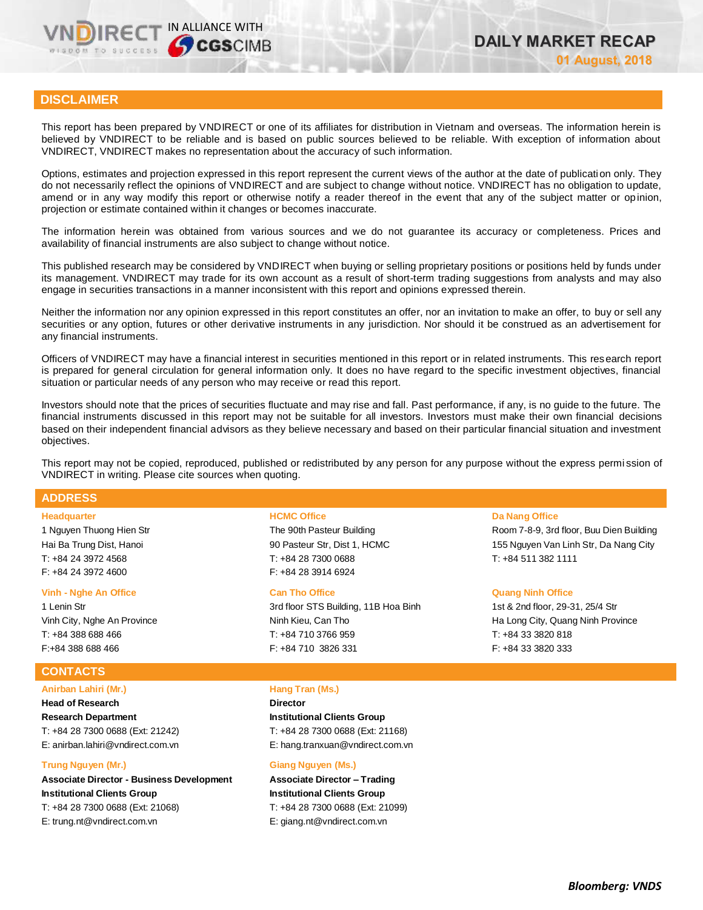# DAILY MARKET RECAP

01 August, 2018

## DISCLAIMER

This report has been prepared by VNDIRECT or one of its affiliates for distribution in Vietnam and overseas. The information herein is believed by VNDIRECT to be reliable and is based on public sources believed to be reliable. With exception of information about VNDIRECT, VNDIRECT makes no representation about the accuracy of such information.

Options, estimates and projection expressed in this report represent the current views of the author at the date of publication only. They do not necessarily reflect the opinions of VNDIRECT and are subject to change without notice. VNDIRECT has no obligation to update, amend or in any way modify this report or otherwise notify a reader thereof in the event that any of the subject matter or opinion, projection or estimate contained within it changes or becomes inaccurate.

The information herein was obtained from various sources and we do not guarantee its accuracy or completeness. Prices and availability of financial instruments are also subject to change without notice.

This published research may be considered by VNDIRECT when buying or selling proprietary positions or positions held by funds under its management. VNDIRECT may trade for its own account as a result of short-term trading suggestions from analysts and may also engage in securities transactions in a manner inconsistent with this report and opinions expressed therein.

Neither the information nor any opinion expressed in this report constitutes an offer, nor an invitation to make an offer, to buy or sell any securities or any option, futures or other derivative instruments in any jurisdiction. Nor should it be construed as an advertisement for any financial instruments.

Officers of VNDIRECT may have a financial interest in securities mentioned in this report or in related instruments. This research report is prepared for general circulation for general information only. It does no have regard to the specific investment objectives, financial situation or particular needs of any person who may receive or read this report.

Investors should note that the prices of securities fluctuate and may rise and fall. Past performance, if any, is no guide to the future. The financial instruments discussed in this report may not be suitable for all investors. Investors must make their own financial decisions based on their independent financial advisors as they believe necessary and based on their particular financial situation and investment objectives.

This report may not be copied, reproduced, published or redistributed by any person for any purpose without the express permission of VNDIRECT in writing. Please cite sources when quoting.

## ADDRESS

**Headquarter**
1 Nguyen Thuong Hien Str
Hai Ba Trung Dist, Hanoi
T: +84 24 3972 4568
F: +84 24 3972 4600

**HCMC Office**
The 90th Pasteur Building
90 Pasteur Str, Dist 1, HCMC
T: +84 28 7300 0688
F: +84 28 3914 6924

**Da Nang Office**
Room 7-8-9, 3rd floor, Buu Dien Building
155 Nguyen Van Linh Str, Da Nang City
T: +84 511 382 1111

**Vinh - Nghe An Office**
1 Lenin Str
Vinh City, Nghe An Province
T: +84 388 688 466
F:+84 388 688 466

**Can Tho Office**
3rd floor STS Building, 11B Hoa Binh
Ninh Kieu, Can Tho
T: +84 710 3766 959
F: +84 710 3826 331

**Quang Ninh Office**
1st & 2nd floor, 29-31, 25/4 Str
Ha Long City, Quang Ninh Province
T: +84 33 3820 818
F: +84 33 3820 333

## CONTACTS

**Anirban Lahiri (Mr.)**
**Head of Research**
**Research Department**
T: +84 28 7300 0688 (Ext: 21242)
E: anirban.lahiri@vndirect.com.vn

**Hang Tran (Ms.)**
**Director**
**Institutional Clients Group**
T: +84 28 7300 0688 (Ext: 21168)
E: hang.tranxuan@vndirect.com.vn

**Trung Nguyen (Mr.)**
**Associate Director - Business Development**
**Institutional Clients Group**
T: +84 28 7300 0688 (Ext: 21068)
E: trung.nt@vndirect.com.vn

**Giang Nguyen (Ms.)**
**Associate Director – Trading**
**Institutional Clients Group**
T: +84 28 7300 0688 (Ext: 21099)
E: giang.nt@vndirect.com.vn

***Bloomberg: VNDS***